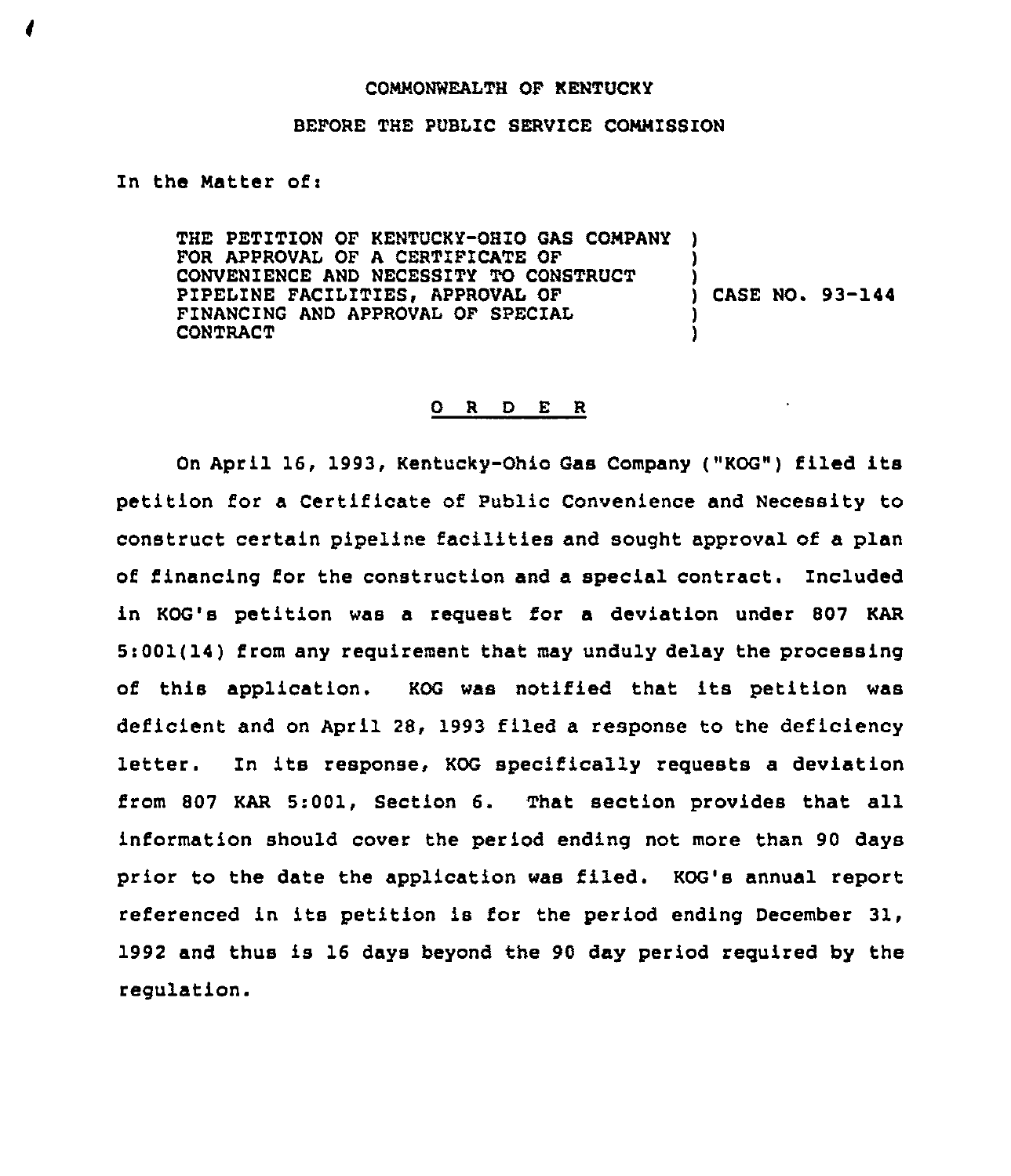COMMONWEALTH OF KENTUCKY

BEFORE THE PUBLIC SERVICE COMMISSION

In the Matter of:

| | | |
|---|---|---|
| THE PETITION OF KENTUCKY-OHIO GAS COMPANY FOR APPROVAL OF A CERTIFICATE OF CONVENIENCE AND NECESSITY TO CONSTRUCT PIPELINE FACILITIES, APPROVAL OF FINANCING AND APPROVAL OF SPECIAL CONTRACT | ) | CASE NO. 93-144 |

## O R D E R

On April 16, 1993, Kentucky-Ohio Gas Company ("KOG") filed its petition for a Certificate of Public Convenience and Necessity to construct certain pipeline facilities and sought approval of a plan of financing for the construction and a special contract. Included in KOG's petition was a request for a deviation under 807 KAR 5:001(14) from any requirement that may unduly delay the processing of this application. KOG was notified that its petition was deficient and on April 28, 1993 filed a response to the deficiency letter. In its response, KOG specifically requests a deviation from 807 KAR 5:001, Section 6. That section provides that all information should cover the period ending not more than 90 days prior to the date the application was filed. KOG's annual report referenced in its petition is for the period ending December 31, 1992 and thus is 16 days beyond the 90 day period required by the regulation.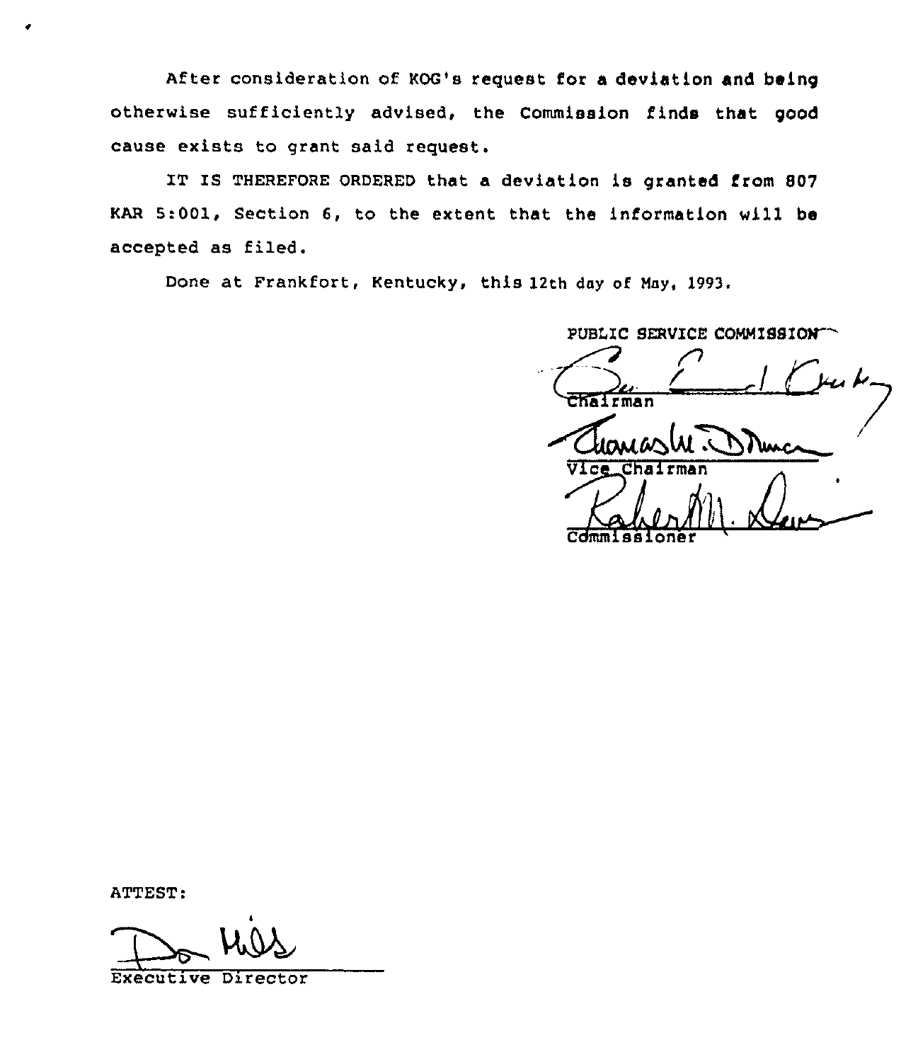After consideration of KOG's request for a deviation and being otherwise sufficiently advised, the Commission finds that good cause exists to grant said request.

IT IS THEREFORE ORDERED that a deviation is granted from 807 KAR 5:001, Section 6, to the extent that the information will be accepted as filed.

Done at Frankfort, Kentucky, this 12th day of May, 1993.

PUBLIC SERVICE COMMISSION

Chairman

Vice Chairman

Commissioner

ATTEST:

Executive Director